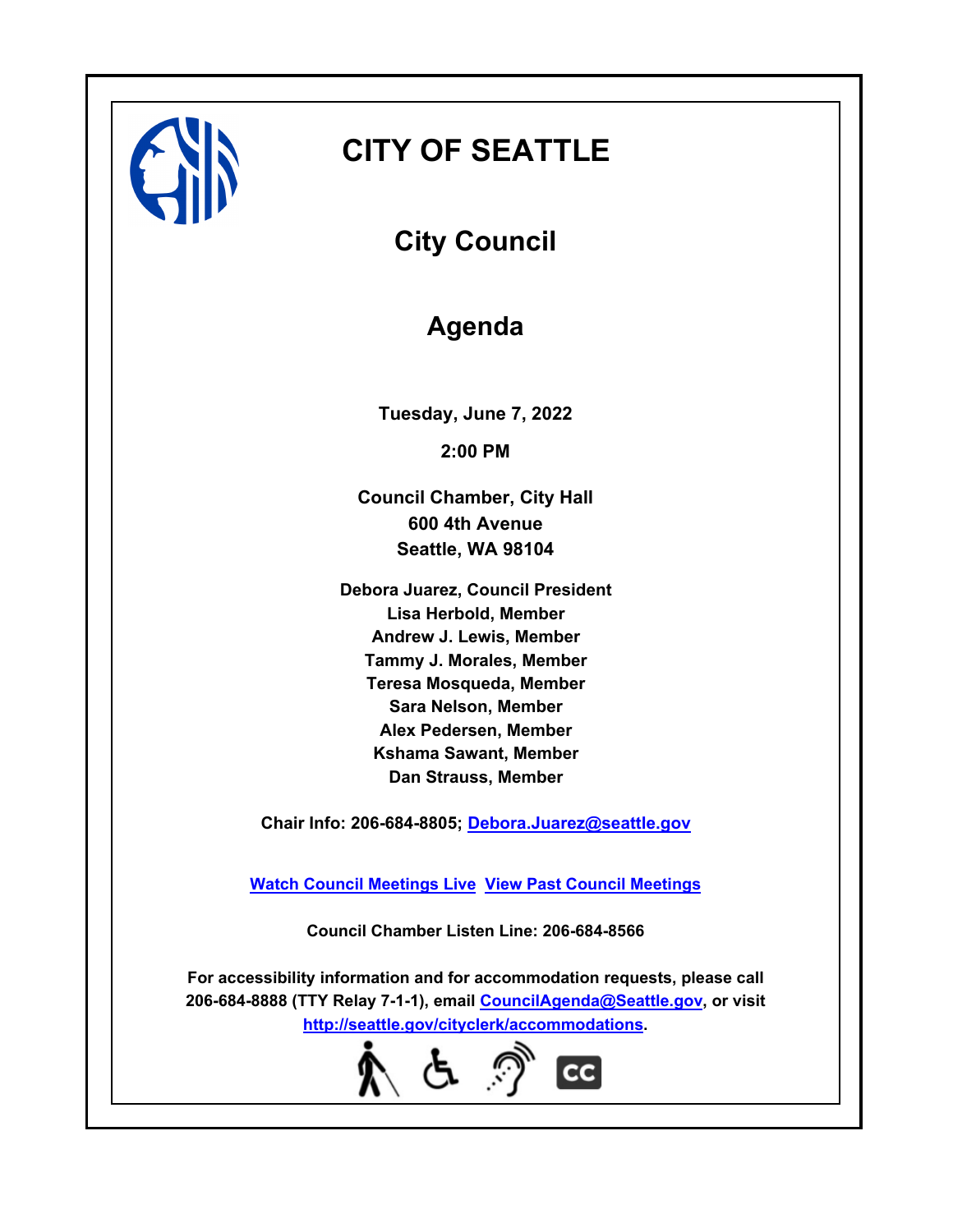# CITY OF SEATTLE

## City Council

## Agenda

**Tuesday, June 7, 2022**

**2:00 PM**

**Council Chamber, City Hall**
**600 4th Avenue**
**Seattle, WA 98104**

**Debora Juarez, Council President**
**Lisa Herbold, Member**
**Andrew J. Lewis, Member**
**Tammy J. Morales, Member**
**Teresa Mosqueda, Member**
**Sara Nelson, Member**
**Alex Pedersen, Member**
**Kshama Sawant, Member**
**Dan Strauss, Member**

**Chair Info: 206-684-8805; Debora.Juarez@seattle.gov**

**Watch Council Meetings Live  View Past Council Meetings**

**Council Chamber Listen Line: 206-684-8566**

**For accessibility information and for accommodation requests, please call 206-684-8888 (TTY Relay 7-1-1), email CouncilAgenda@Seattle.gov, or visit http://seattle.gov/cityclerk/accommodations.**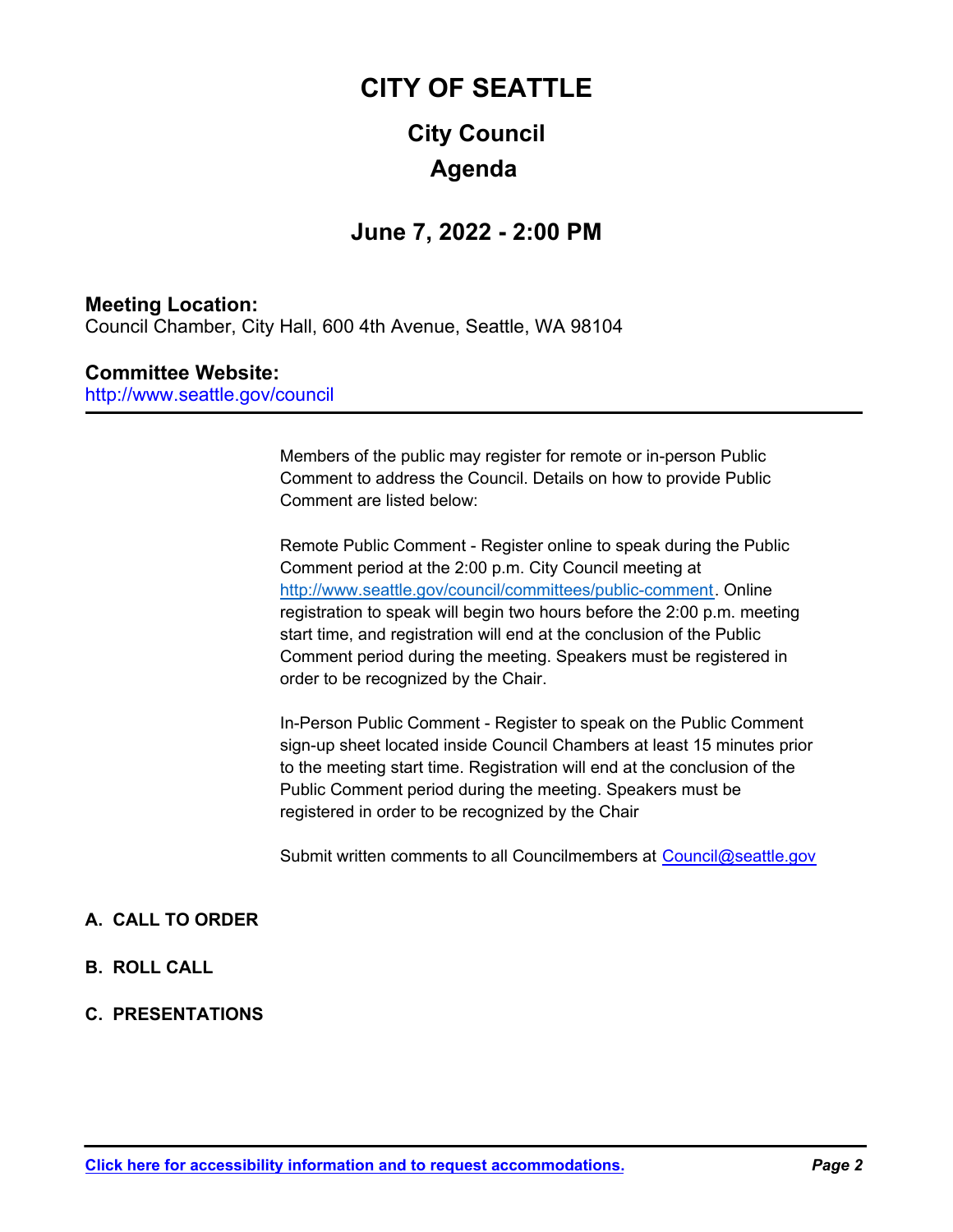# CITY OF SEATTLE

## City Council

## Agenda

### June 7, 2022 - 2:00 PM

**Meeting Location:**
Council Chamber, City Hall, 600 4th Avenue, Seattle, WA 98104

**Committee Website:**
http://www.seattle.gov/council

---

Members of the public may register for remote or in-person Public Comment to address the Council. Details on how to provide Public Comment are listed below:

Remote Public Comment - Register online to speak during the Public Comment period at the 2:00 p.m. City Council meeting at http://www.seattle.gov/council/committees/public-comment. Online registration to speak will begin two hours before the 2:00 p.m. meeting start time, and registration will end at the conclusion of the Public Comment period during the meeting. Speakers must be registered in order to be recognized by the Chair.

In-Person Public Comment - Register to speak on the Public Comment sign-up sheet located inside Council Chambers at least 15 minutes prior to the meeting start time. Registration will end at the conclusion of the Public Comment period during the meeting. Speakers must be registered in order to be recognized by the Chair

Submit written comments to all Councilmembers at Council@seattle.gov

**A. CALL TO ORDER**

**B. ROLL CALL**

**C. PRESENTATIONS**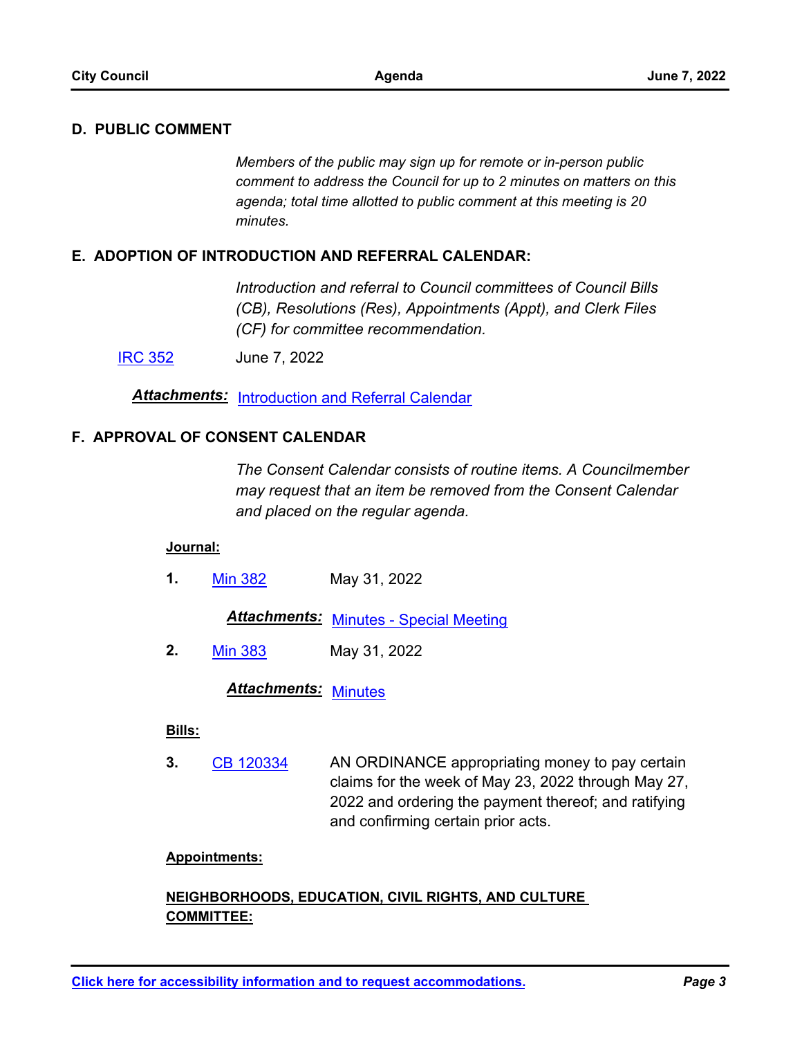## D. PUBLIC COMMENT

*Members of the public may sign up for remote or in-person public comment to address the Council for up to 2 minutes on matters on this agenda; total time allotted to public comment at this meeting is 20 minutes.*

## E. ADOPTION OF INTRODUCTION AND REFERRAL CALENDAR:

*Introduction and referral to Council committees of Council Bills (CB), Resolutions (Res), Appointments (Appt), and Clerk Files (CF) for committee recommendation.*

IRC 352 June 7, 2022

***Attachments:*** Introduction and Referral Calendar

## F. APPROVAL OF CONSENT CALENDAR

*The Consent Calendar consists of routine items. A Councilmember may request that an item be removed from the Consent Calendar and placed on the regular agenda.*

**Journal:**

**1.** Min 382 May 31, 2022

***Attachments:*** Minutes - Special Meeting

**2.** Min 383 May 31, 2022

***Attachments:*** Minutes

**Bills:**

**3.** CB 120334 AN ORDINANCE appropriating money to pay certain claims for the week of May 23, 2022 through May 27, 2022 and ordering the payment thereof; and ratifying and confirming certain prior acts.

**Appointments:**

**NEIGHBORHOODS, EDUCATION, CIVIL RIGHTS, AND CULTURE COMMITTEE:**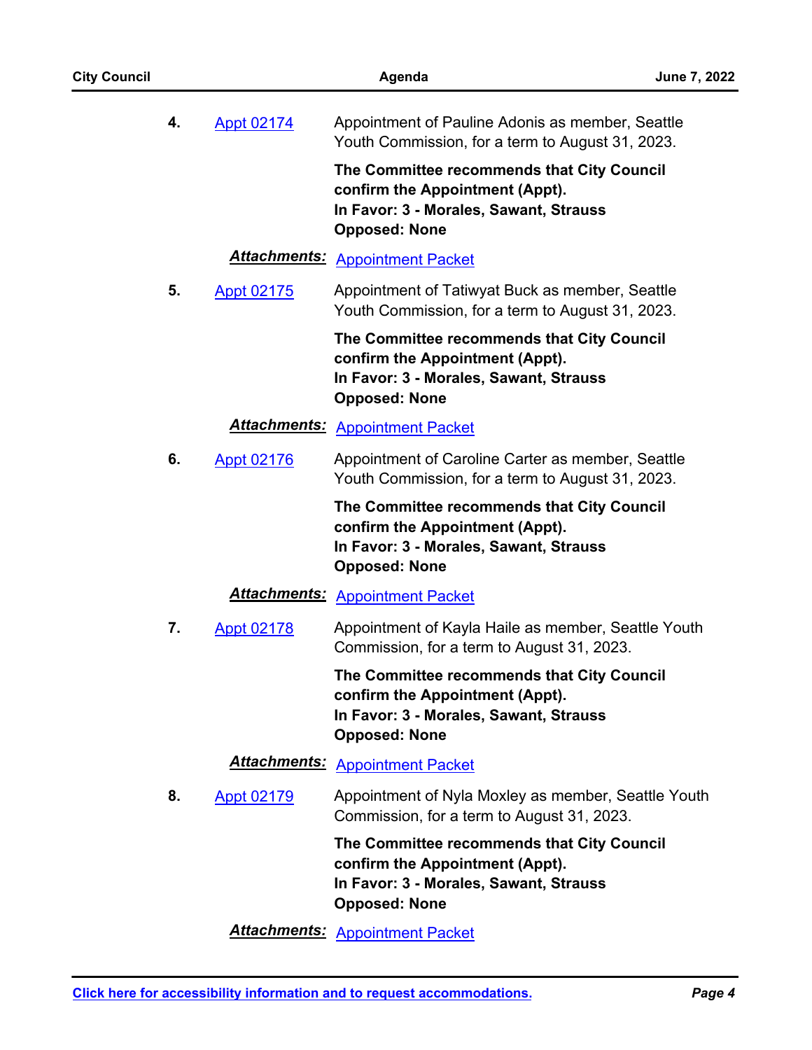4. Appt 02174 — Appointment of Pauline Adonis as member, Seattle Youth Commission, for a term to August 31, 2023.

   **The Committee recommends that City Council confirm the Appointment (Appt).**
   **In Favor: 3 - Morales, Sawant, Strauss**
   **Opposed: None**

   ***Attachments:*** Appointment Packet

5. Appt 02175 — Appointment of Tatiwyat Buck as member, Seattle Youth Commission, for a term to August 31, 2023.

   **The Committee recommends that City Council confirm the Appointment (Appt).**
   **In Favor: 3 - Morales, Sawant, Strauss**
   **Opposed: None**

   ***Attachments:*** Appointment Packet

6. Appt 02176 — Appointment of Caroline Carter as member, Seattle Youth Commission, for a term to August 31, 2023.

   **The Committee recommends that City Council confirm the Appointment (Appt).**
   **In Favor: 3 - Morales, Sawant, Strauss**
   **Opposed: None**

   ***Attachments:*** Appointment Packet

7. Appt 02178 — Appointment of Kayla Haile as member, Seattle Youth Commission, for a term to August 31, 2023.

   **The Committee recommends that City Council confirm the Appointment (Appt).**
   **In Favor: 3 - Morales, Sawant, Strauss**
   **Opposed: None**

   ***Attachments:*** Appointment Packet

8. Appt 02179 — Appointment of Nyla Moxley as member, Seattle Youth Commission, for a term to August 31, 2023.

   **The Committee recommends that City Council confirm the Appointment (Appt).**
   **In Favor: 3 - Morales, Sawant, Strauss**
   **Opposed: None**

   ***Attachments:*** Appointment Packet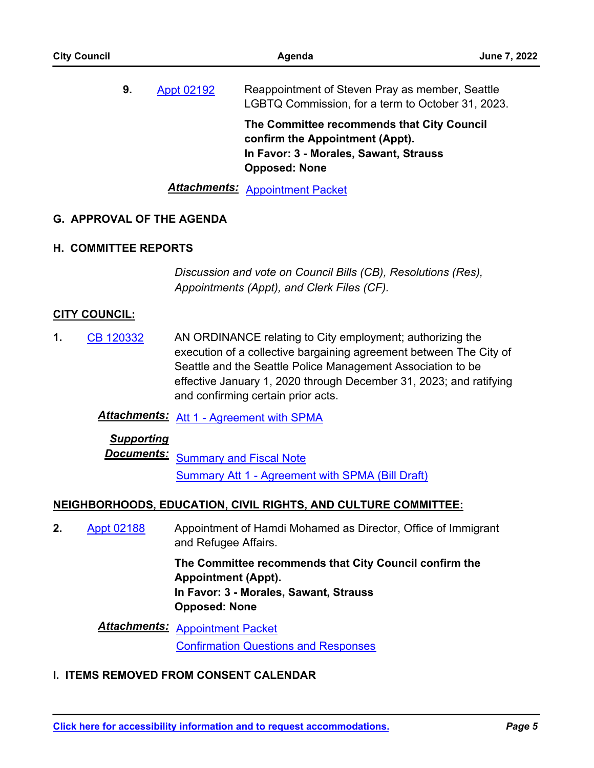9. Appt 02192 — Reappointment of Steven Pray as member, Seattle LGBTQ Commission, for a term to October 31, 2023.

   **The Committee recommends that City Council confirm the Appointment (Appt).**
   **In Favor: 3 - Morales, Sawant, Strauss**
   **Opposed: None**

   ***Attachments:*** Appointment Packet

## G. APPROVAL OF THE AGENDA

## H. COMMITTEE REPORTS

*Discussion and vote on Council Bills (CB), Resolutions (Res), Appointments (Appt), and Clerk Files (CF).*

**CITY COUNCIL:**

**1.** CB 120332 — AN ORDINANCE relating to City employment; authorizing the execution of a collective bargaining agreement between The City of Seattle and the Seattle Police Management Association to be effective January 1, 2020 through December 31, 2023; and ratifying and confirming certain prior acts.

   ***Attachments:*** Att 1 - Agreement with SPMA

   ***Supporting Documents:*** Summary and Fiscal Note
   Summary Att 1 - Agreement with SPMA (Bill Draft)

**NEIGHBORHOODS, EDUCATION, CIVIL RIGHTS, AND CULTURE COMMITTEE:**

**2.** Appt 02188 — Appointment of Hamdi Mohamed as Director, Office of Immigrant and Refugee Affairs.

   **The Committee recommends that City Council confirm the Appointment (Appt).**
   **In Favor: 3 - Morales, Sawant, Strauss**
   **Opposed: None**

   ***Attachments:*** Appointment Packet
   Confirmation Questions and Responses

## I. ITEMS REMOVED FROM CONSENT CALENDAR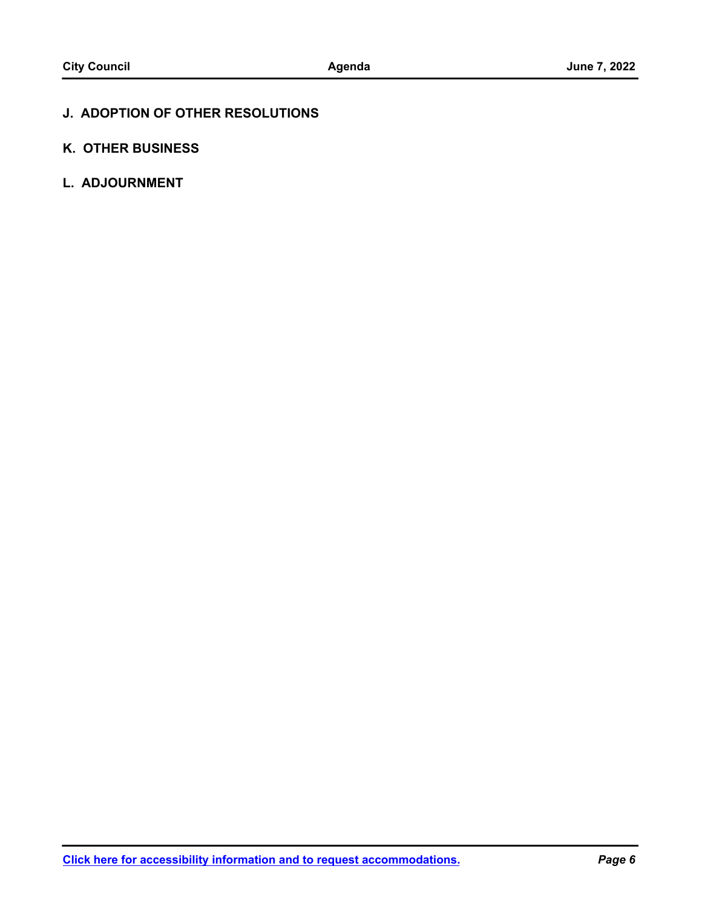## J. ADOPTION OF OTHER RESOLUTIONS

## K. OTHER BUSINESS

## L. ADJOURNMENT